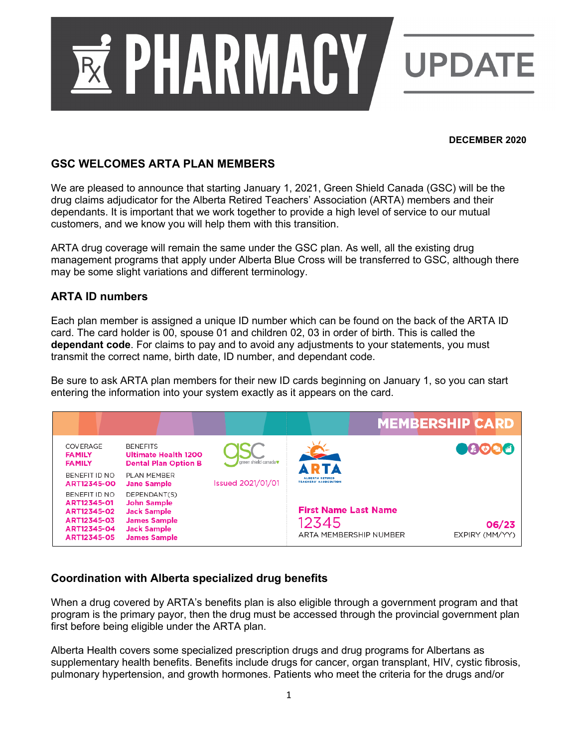# PHARMACY UPDATE

**DECEMBER 2020**

## GSC WELCOMES ARTA PLAN MEMBERS

We are pleased to announce that starting January 1, 2021, Green Shield Canada (GSC) will be the drug claims adjudicator for the Alberta Retired Teachers' Association (ARTA) members and their dependants. It is important that we work together to provide a high level of service to our mutual customers, and we know you will help them with this transition.

ARTA drug coverage will remain the same under the GSC plan. As well, all the existing drug management programs that apply under Alberta Blue Cross will be transferred to GSC, although there may be some slight variations and different terminology.

### ARTA ID numbers

Each plan member is assigned a unique ID number which can be found on the back of the ARTA ID card. The card holder is 00, spouse 01 and children 02, 03 in order of birth. This is called the **dependant code**. For claims to pay and to avoid any adjustments to your statements, you must transmit the correct name, birth date, ID number, and dependant code.

Be sure to ask ARTA plan members for their new ID cards beginning on January 1, so you can start entering the information into your system exactly as it appears on the card.

**MEMBERSHIP CARD**

| COVERAGE | BENEFITS |
| --- | --- |
| FAMILY | Ultimate Health 1200 |
| FAMILY | Dental Plan Option B |

| BENEFIT ID NO | PLAN MEMBER |
| --- | --- |
| ART12345-00 | Jane Sample |

| BENEFIT ID NO | DEPENDANT(S) |
| --- | --- |
| ART12345-01 | John Sample |
| ART12345-02 | Jack Sample |
| ART12345-03 | James Sample |
| ART12345-04 | Jack Sample |
| ART12345-05 | James Sample |

gsc green shield canada

Issued 2021/01/01

ARTA — ALBERTA RETIRED TEACHERS' ASSOCIATION

First Name Last Name
12345
ARTA MEMBERSHIP NUMBER

06/23
EXPIRY (MM/YY)

### Coordination with Alberta specialized drug benefits

When a drug covered by ARTA's benefits plan is also eligible through a government program and that program is the primary payor, then the drug must be accessed through the provincial government plan first before being eligible under the ARTA plan.

Alberta Health covers some specialized prescription drugs and drug programs for Albertans as supplementary health benefits. Benefits include drugs for cancer, organ transplant, HIV, cystic fibrosis, pulmonary hypertension, and growth hormones. Patients who meet the criteria for the drugs and/or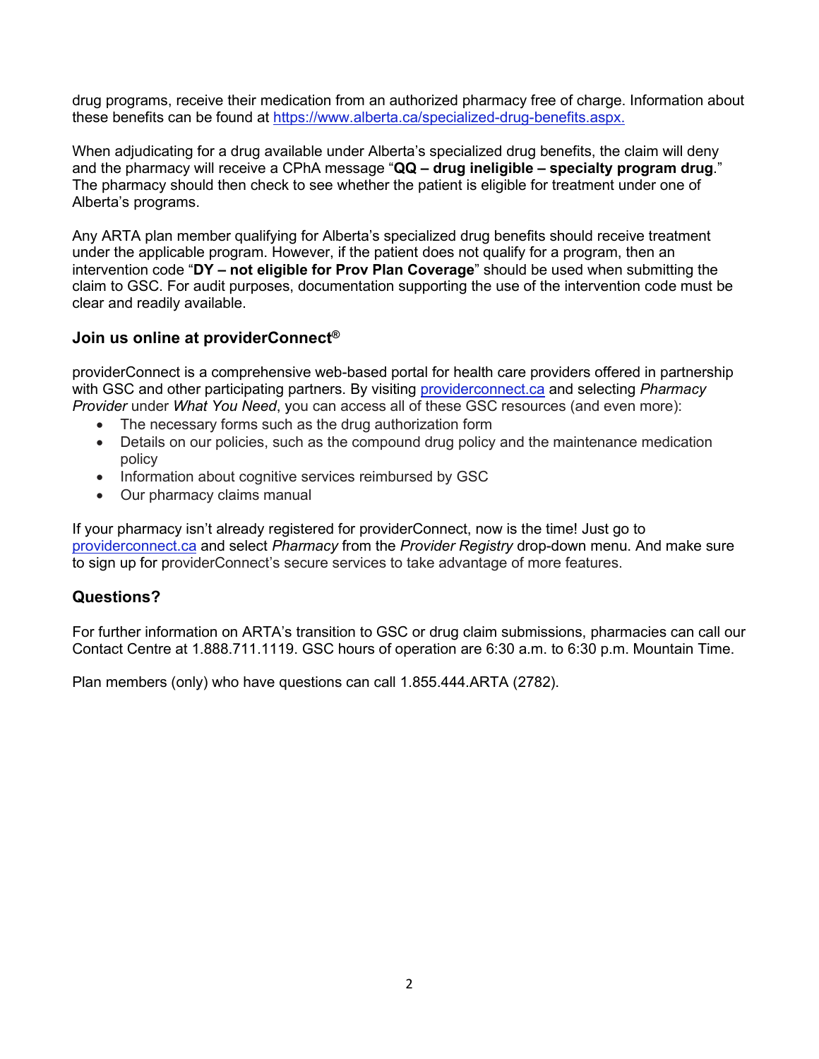drug programs, receive their medication from an authorized pharmacy free of charge. Information about these benefits can be found at https://www.alberta.ca/specialized-drug-benefits.aspx.

When adjudicating for a drug available under Alberta's specialized drug benefits, the claim will deny and the pharmacy will receive a CPhA message "**QQ – drug ineligible – specialty program drug**." The pharmacy should then check to see whether the patient is eligible for treatment under one of Alberta's programs.

Any ARTA plan member qualifying for Alberta's specialized drug benefits should receive treatment under the applicable program. However, if the patient does not qualify for a program, then an intervention code "**DY – not eligible for Prov Plan Coverage**" should be used when submitting the claim to GSC. For audit purposes, documentation supporting the use of the intervention code must be clear and readily available.

### Join us online at providerConnect®

providerConnect is a comprehensive web-based portal for health care providers offered in partnership with GSC and other participating partners. By visiting providerconnect.ca and selecting *Pharmacy Provider* under *What You Need*, you can access all of these GSC resources (and even more):

- The necessary forms such as the drug authorization form
- Details on our policies, such as the compound drug policy and the maintenance medication policy
- Information about cognitive services reimbursed by GSC
- Our pharmacy claims manual

If your pharmacy isn't already registered for providerConnect, now is the time! Just go to providerconnect.ca and select *Pharmacy* from the *Provider Registry* drop-down menu. And make sure to sign up for providerConnect's secure services to take advantage of more features.

### Questions?

For further information on ARTA's transition to GSC or drug claim submissions, pharmacies can call our Contact Centre at 1.888.711.1119. GSC hours of operation are 6:30 a.m. to 6:30 p.m. Mountain Time.

Plan members (only) who have questions can call 1.855.444.ARTA (2782).